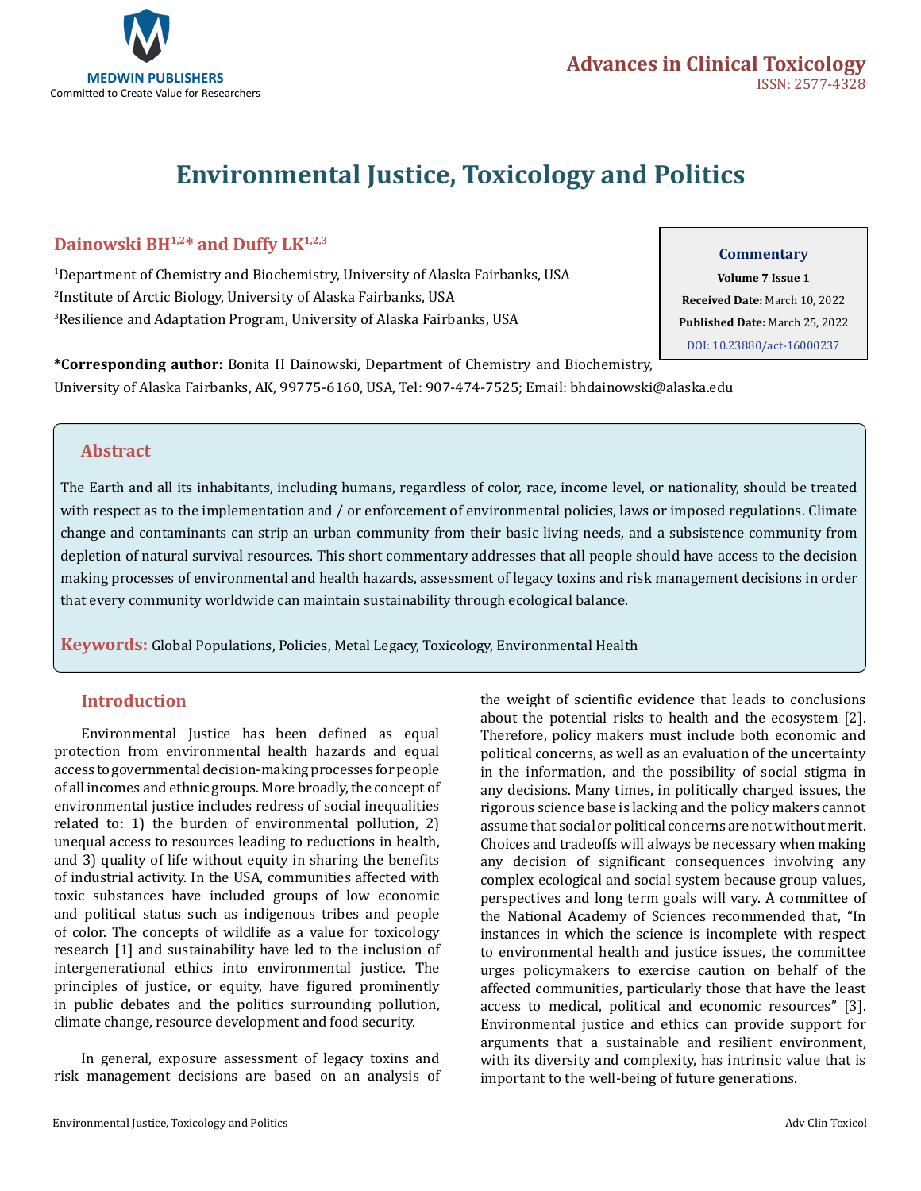# Environmental Justice, Toxicology and Politics

**Dainowski BH[1,2]* and Duffy LK[1,2,3]**

[1]Department of Chemistry and Biochemistry, University of Alaska Fairbanks, USA
[2]Institute of Arctic Biology, University of Alaska Fairbanks, USA
[3]Resilience and Adaptation Program, University of Alaska Fairbanks, USA

**\*Corresponding author:** Bonita H Dainowski, Department of Chemistry and Biochemistry, University of Alaska Fairbanks, AK, 99775-6160, USA, Tel: 907-474-7525; Email: bhdainowski@alaska.edu

**Commentary**
**Volume 7 Issue 1**
**Received Date:** March 10, 2022
**Published Date:** March 25, 2022
DOI: 10.23880/act-16000237

## Abstract

The Earth and all its inhabitants, including humans, regardless of color, race, income level, or nationality, should be treated with respect as to the implementation and / or enforcement of environmental policies, laws or imposed regulations. Climate change and contaminants can strip an urban community from their basic living needs, and a subsistence community from depletion of natural survival resources. This short commentary addresses that all people should have access to the decision making processes of environmental and health hazards, assessment of legacy toxins and risk management decisions in order that every community worldwide can maintain sustainability through ecological balance.

**Keywords:** Global Populations, Policies, Metal Legacy, Toxicology, Environmental Health

## Introduction

Environmental Justice has been defined as equal protection from environmental health hazards and equal access to governmental decision-making processes for people of all incomes and ethnic groups. More broadly, the concept of environmental justice includes redress of social inequalities related to: 1) the burden of environmental pollution, 2) unequal access to resources leading to reductions in health, and 3) quality of life without equity in sharing the benefits of industrial activity. In the USA, communities affected with toxic substances have included groups of low economic and political status such as indigenous tribes and people of color. The concepts of wildlife as a value for toxicology research [1] and sustainability have led to the inclusion of intergenerational ethics into environmental justice. The principles of justice, or equity, have figured prominently in public debates and the politics surrounding pollution, climate change, resource development and food security.

In general, exposure assessment of legacy toxins and risk management decisions are based on an analysis of the weight of scientific evidence that leads to conclusions about the potential risks to health and the ecosystem [2]. Therefore, policy makers must include both economic and political concerns, as well as an evaluation of the uncertainty in the information, and the possibility of social stigma in any decisions. Many times, in politically charged issues, the rigorous science base is lacking and the policy makers cannot assume that social or political concerns are not without merit. Choices and tradeoffs will always be necessary when making any decision of significant consequences involving any complex ecological and social system because group values, perspectives and long term goals will vary. A committee of the National Academy of Sciences recommended that, "In instances in which the science is incomplete with respect to environmental health and justice issues, the committee urges policymakers to exercise caution on behalf of the affected communities, particularly those that have the least access to medical, political and economic resources" [3]. Environmental justice and ethics can provide support for arguments that a sustainable and resilient environment, with its diversity and complexity, has intrinsic value that is important to the well-being of future generations.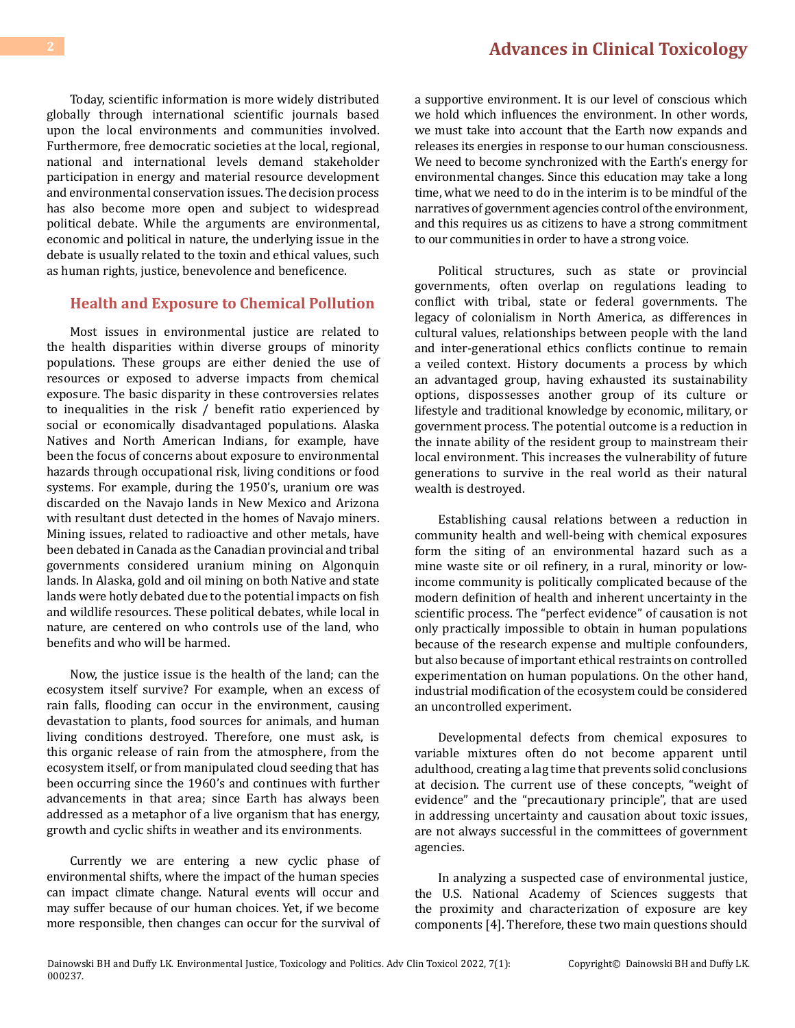Today, scientific information is more widely distributed globally through international scientific journals based upon the local environments and communities involved. Furthermore, free democratic societies at the local, regional, national and international levels demand stakeholder participation in energy and material resource development and environmental conservation issues. The decision process has also become more open and subject to widespread political debate. While the arguments are environmental, economic and political in nature, the underlying issue in the debate is usually related to the toxin and ethical values, such as human rights, justice, benevolence and beneficence.

## Health and Exposure to Chemical Pollution

Most issues in environmental justice are related to the health disparities within diverse groups of minority populations. These groups are either denied the use of resources or exposed to adverse impacts from chemical exposure. The basic disparity in these controversies relates to inequalities in the risk / benefit ratio experienced by social or economically disadvantaged populations. Alaska Natives and North American Indians, for example, have been the focus of concerns about exposure to environmental hazards through occupational risk, living conditions or food systems. For example, during the 1950's, uranium ore was discarded on the Navajo lands in New Mexico and Arizona with resultant dust detected in the homes of Navajo miners. Mining issues, related to radioactive and other metals, have been debated in Canada as the Canadian provincial and tribal governments considered uranium mining on Algonquin lands. In Alaska, gold and oil mining on both Native and state lands were hotly debated due to the potential impacts on fish and wildlife resources. These political debates, while local in nature, are centered on who controls use of the land, who benefits and who will be harmed.

Now, the justice issue is the health of the land; can the ecosystem itself survive? For example, when an excess of rain falls, flooding can occur in the environment, causing devastation to plants, food sources for animals, and human living conditions destroyed. Therefore, one must ask, is this organic release of rain from the atmosphere, from the ecosystem itself, or from manipulated cloud seeding that has been occurring since the 1960's and continues with further advancements in that area; since Earth has always been addressed as a metaphor of a live organism that has energy, growth and cyclic shifts in weather and its environments.

Currently we are entering a new cyclic phase of environmental shifts, where the impact of the human species can impact climate change. Natural events will occur and may suffer because of our human choices. Yet, if we become more responsible, then changes can occur for the survival of a supportive environment. It is our level of conscious which we hold which influences the environment. In other words, we must take into account that the Earth now expands and releases its energies in response to our human consciousness. We need to become synchronized with the Earth's energy for environmental changes. Since this education may take a long time, what we need to do in the interim is to be mindful of the narratives of government agencies control of the environment, and this requires us as citizens to have a strong commitment to our communities in order to have a strong voice.

Political structures, such as state or provincial governments, often overlap on regulations leading to conflict with tribal, state or federal governments. The legacy of colonialism in North America, as differences in cultural values, relationships between people with the land and inter-generational ethics conflicts continue to remain a veiled context. History documents a process by which an advantaged group, having exhausted its sustainability options, dispossesses another group of its culture or lifestyle and traditional knowledge by economic, military, or government process. The potential outcome is a reduction in the innate ability of the resident group to mainstream their local environment. This increases the vulnerability of future generations to survive in the real world as their natural wealth is destroyed.

Establishing causal relations between a reduction in community health and well-being with chemical exposures form the siting of an environmental hazard such as a mine waste site or oil refinery, in a rural, minority or low-income community is politically complicated because of the modern definition of health and inherent uncertainty in the scientific process. The "perfect evidence" of causation is not only practically impossible to obtain in human populations because of the research expense and multiple confounders, but also because of important ethical restraints on controlled experimentation on human populations. On the other hand, industrial modification of the ecosystem could be considered an uncontrolled experiment.

Developmental defects from chemical exposures to variable mixtures often do not become apparent until adulthood, creating a lag time that prevents solid conclusions at decision. The current use of these concepts, "weight of evidence" and the "precautionary principle", that are used in addressing uncertainty and causation about toxic issues, are not always successful in the committees of government agencies.

In analyzing a suspected case of environmental justice, the U.S. National Academy of Sciences suggests that the proximity and characterization of exposure are key components [4]. Therefore, these two main questions should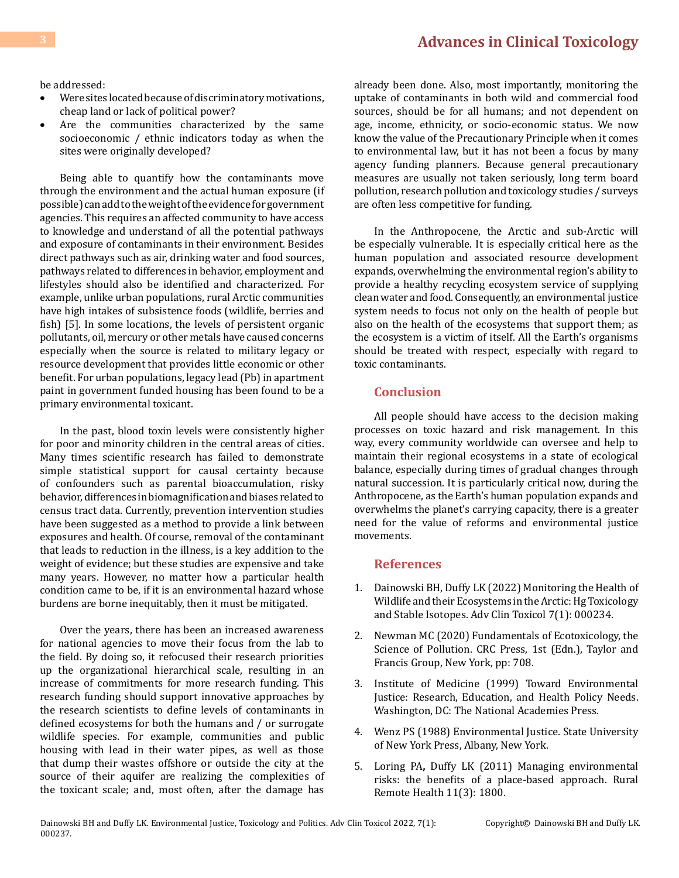be addressed:

- Were sites located because of discriminatory motivations, cheap land or lack of political power?
- Are the communities characterized by the same socioeconomic / ethnic indicators today as when the sites were originally developed?

Being able to quantify how the contaminants move through the environment and the actual human exposure (if possible) can add to the weight of the evidence for government agencies. This requires an affected community to have access to knowledge and understand of all the potential pathways and exposure of contaminants in their environment. Besides direct pathways such as air, drinking water and food sources, pathways related to differences in behavior, employment and lifestyles should also be identified and characterized. For example, unlike urban populations, rural Arctic communities have high intakes of subsistence foods (wildlife, berries and fish) [5]. In some locations, the levels of persistent organic pollutants, oil, mercury or other metals have caused concerns especially when the source is related to military legacy or resource development that provides little economic or other benefit. For urban populations, legacy lead (Pb) in apartment paint in government funded housing has been found to be a primary environmental toxicant.

In the past, blood toxin levels were consistently higher for poor and minority children in the central areas of cities. Many times scientific research has failed to demonstrate simple statistical support for causal certainty because of confounders such as parental bioaccumulation, risky behavior, differences in biomagnification and biases related to census tract data. Currently, prevention intervention studies have been suggested as a method to provide a link between exposures and health. Of course, removal of the contaminant that leads to reduction in the illness, is a key addition to the weight of evidence; but these studies are expensive and take many years. However, no matter how a particular health condition came to be, if it is an environmental hazard whose burdens are borne inequitably, then it must be mitigated.

Over the years, there has been an increased awareness for national agencies to move their focus from the lab to the field. By doing so, it refocused their research priorities up the organizational hierarchical scale, resulting in an increase of commitments for more research funding. This research funding should support innovative approaches by the research scientists to define levels of contaminants in defined ecosystems for both the humans and / or surrogate wildlife species. For example, communities and public housing with lead in their water pipes, as well as those that dump their wastes offshore or outside the city at the source of their aquifer are realizing the complexities of the toxicant scale; and, most often, after the damage has already been done. Also, most importantly, monitoring the uptake of contaminants in both wild and commercial food sources, should be for all humans; and not dependent on age, income, ethnicity, or socio-economic status. We now know the value of the Precautionary Principle when it comes to environmental law, but it has not been a focus by many agency funding planners. Because general precautionary measures are usually not taken seriously, long term board pollution, research pollution and toxicology studies / surveys are often less competitive for funding.

In the Anthropocene, the Arctic and sub-Arctic will be especially vulnerable. It is especially critical here as the human population and associated resource development expands, overwhelming the environmental region's ability to provide a healthy recycling ecosystem service of supplying clean water and food. Consequently, an environmental justice system needs to focus not only on the health of people but also on the health of the ecosystems that support them; as the ecosystem is a victim of itself. All the Earth's organisms should be treated with respect, especially with regard to toxic contaminants.

## Conclusion

All people should have access to the decision making processes on toxic hazard and risk management. In this way, every community worldwide can oversee and help to maintain their regional ecosystems in a state of ecological balance, especially during times of gradual changes through natural succession. It is particularly critical now, during the Anthropocene, as the Earth's human population expands and overwhelms the planet's carrying capacity, there is a greater need for the value of reforms and environmental justice movements.

## References

1. Dainowski BH, Duffy LK (2022) Monitoring the Health of Wildlife and their Ecosystems in the Arctic: Hg Toxicology and Stable Isotopes. Adv Clin Toxicol 7(1): 000234.
2. Newman MC (2020) Fundamentals of Ecotoxicology, the Science of Pollution. CRC Press, 1st (Edn.), Taylor and Francis Group, New York, pp: 708.
3. Institute of Medicine (1999) Toward Environmental Justice: Research, Education, and Health Policy Needs. Washington, DC: The National Academies Press.
4. Wenz PS (1988) Environmental Justice. State University of New York Press, Albany, New York.
5. Loring PA, Duffy LK (2011) Managing environmental risks: the benefits of a place-based approach. Rural Remote Health 11(3): 1800.